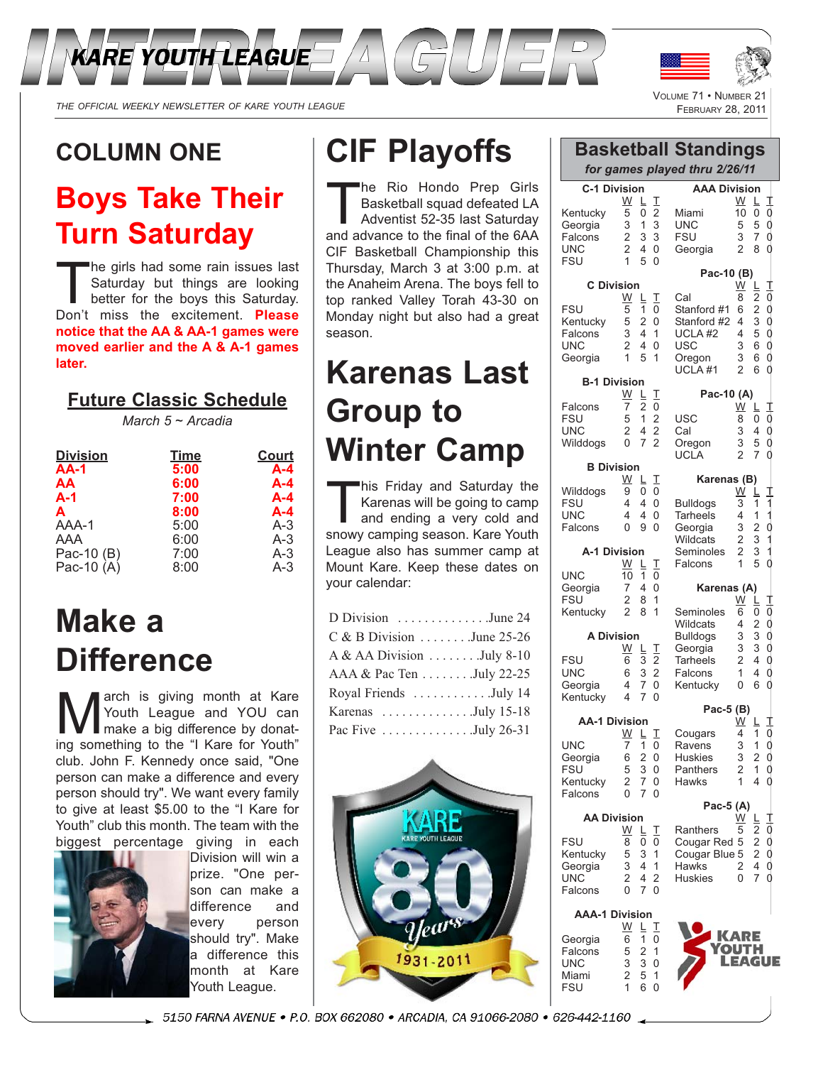# INTERLEAGUER

KARE YOUTH LEAGUE

THE OFFICIAL WEEKLY NEWSLETTER OF KARE YOUTH LEAGUE

VOLUME 71 • NUMBER 21
FEBRUARY 28, 2011

## COLUMN ONE

## Boys Take Their Turn Saturday

The girls had some rain issues last Saturday but things are looking better for the boys this Saturday. Don't miss the excitement. **Please notice that the AA & AA-1 games were moved earlier and the A & A-1 games later.**

### Future Classic Schedule

*March 5 ~ Arcadia*

| Division | Time | Court |
|---|---|---|
| **AA-1** | **5:00** | **A-4** |
| **AA** | **6:00** | **A-4** |
| **A-1** | **7:00** | **A-4** |
| **A** | **8:00** | **A-4** |
| AAA-1 | 5:00 | A-3 |
| AAA | 6:00 | A-3 |
| Pac-10 (B) | 7:00 | A-3 |
| Pac-10 (A) | 8:00 | A-3 |

## Make a Difference

March is giving month at Kare Youth League and YOU can make a big difference by donating something to the "I Kare for Youth" club. John F. Kennedy once said, "One person can make a difference and every person should try". We want every family to give at least $5.00 to the "I Kare for Youth" club this month. The team with the biggest percentage giving in each Division will win a prize. "One person can make a difference and every person should try". Make a difference this month at Kare Youth League.

## CIF Playoffs

The Rio Hondo Prep Girls Basketball squad defeated LA Adventist 52-35 last Saturday and advance to the final of the 6AA CIF Basketball Championship this Thursday, March 3 at 3:00 p.m. at the Anaheim Arena. The boys fell to top ranked Valley Torah 43-30 on Monday night but also had a great season.

## Karenas Last Group to Winter Camp

This Friday and Saturday the Karenas will be going to camp and ending a very cold and snowy camping season. Kare Youth League also has summer camp at Mount Kare. Keep these dates on your calendar:

| | |
|---|---|
| D Division | June 24 |
| C & B Division | June 25-26 |
| A & AA Division | July 8-10 |
| AAA & Pac Ten | July 22-25 |
| Royal Friends | July 14 |
| Karenas | July 15-18 |
| Pac Five | July 26-31 |

KARE YOUTH LEAGUE 80 Years 1931-2011

## Basketball Standings

*for games played thru 2/26/11*

**C-1 Division**

| | W | L | T |
|---|---|---|---|
| Kentucky | 5 | 0 | 2 |
| Georgia | 3 | 1 | 3 |
| Falcons | 2 | 3 | 3 |
| UNC | 2 | 4 | 0 |
| FSU | 1 | 5 | 0 |

**C Division**

| | W | L | T |
|---|---|---|---|
| FSU | 5 | 1 | 0 |
| Kentucky | 5 | 2 | 0 |
| Falcons | 3 | 4 | 1 |
| UNC | 2 | 4 | 0 |
| Georgia | 1 | 5 | 1 |

**B-1 Division**

| | W | L | T |
|---|---|---|---|
| Falcons | 7 | 2 | 0 |
| FSU | 5 | 1 | 2 |
| UNC | 2 | 4 | 2 |
| Wilddogs | 0 | 7 | 2 |

**B Division**

| | W | L | T |
|---|---|---|---|
| Wilddogs | 9 | 0 | 0 |
| FSU | 4 | 4 | 0 |
| UNC | 4 | 4 | 0 |
| Falcons | 0 | 9 | 0 |

**A-1 Division**

| | W | L | T |
|---|---|---|---|
| UNC | 10 | 1 | 0 |
| Georgia | 7 | 4 | 0 |
| FSU | 2 | 8 | 1 |
| Kentucky | 2 | 8 | 1 |

**A Division**

| | W | L | T |
|---|---|---|---|
| FSU | 6 | 3 | 2 |
| UNC | 6 | 3 | 2 |
| Georgia | 4 | 7 | 0 |
| Kentucky | 4 | 7 | 0 |

**AA-1 Division**

| | W | L | T |
|---|---|---|---|
| UNC | 7 | 1 | 0 |
| Georgia | 6 | 2 | 0 |
| FSU | 5 | 3 | 0 |
| Kentucky | 2 | 7 | 0 |
| Falcons | 0 | 7 | 0 |

**AA Division**

| | W | L | T |
|---|---|---|---|
| FSU | 8 | 0 | 0 |
| Kentucky | 5 | 3 | 1 |
| Georgia | 3 | 4 | 1 |
| UNC | 2 | 4 | 2 |
| Falcons | 0 | 7 | 0 |

**AAA-1 Division**

| | W | L | T |
|---|---|---|---|
| Georgia | 6 | 1 | 0 |
| Falcons | 5 | 2 | 1 |
| UNC | 3 | 3 | 0 |
| Miami | 2 | 5 | 1 |
| FSU | 1 | 6 | 0 |

**AAA Division**

| | W | L | T |
|---|---|---|---|
| Miami | 10 | 0 | 0 |
| UNC | 5 | 5 | 0 |
| FSU | 3 | 7 | 0 |
| Georgia | 2 | 8 | 0 |

**Pac-10 (B)**

| | W | L | T |
|---|---|---|---|
| Cal | 8 | 2 | 0 |
| Stanford #1 | 6 | 2 | 0 |
| Stanford #2 | 4 | 3 | 0 |
| UCLA #2 | 4 | 5 | 0 |
| USC | 3 | 6 | 0 |
| Oregon | 3 | 6 | 0 |
| UCLA #1 | 2 | 6 | 0 |

**Pac-10 (A)**

| | W | L | T |
|---|---|---|---|
| USC | 8 | 0 | 0 |
| Cal | 3 | 4 | 0 |
| Oregon | 3 | 5 | 0 |
| UCLA | 2 | 7 | 0 |

**Karenas (B)**

| | W | L | T |
|---|---|---|---|
| Bulldogs | 3 | 1 | 1 |
| Tarheels | 4 | 1 | 1 |
| Georgia | 3 | 2 | 0 |
| Wildcats | 2 | 3 | 1 |
| Seminoles | 2 | 3 | 1 |
| Falcons | 1 | 5 | 0 |

**Karenas (A)**

| | W | L | T |
|---|---|---|---|
| Seminoles | 6 | 0 | 0 |
| Wildcats | 4 | 2 | 0 |
| Bulldogs | 3 | 3 | 0 |
| Georgia | 3 | 3 | 0 |
| Tarheels | 2 | 4 | 0 |
| Falcons | 1 | 4 | 0 |
| Kentucky | 0 | 6 | 0 |

**Pac-5 (B)**

| | W | L | T |
|---|---|---|---|
| Cougars | 4 | 1 | 0 |
| Ravens | 3 | 1 | 0 |
| Huskies | 3 | 2 | 0 |
| Panthers | 2 | 1 | 0 |
| Hawks | 1 | 4 | 0 |

**Pac-5 (A)**

| | W | L | T |
|---|---|---|---|
| Ranthers | 5 | 2 | 0 |
| Cougar Red | 5 | 2 | 0 |
| Cougar Blue | 5 | 2 | 0 |
| Hawks | 2 | 4 | 0 |
| Huskies | 0 | 7 | 0 |

KARE YOUTH LEAGUE

5150 FARNA AVENUE • P.O. BOX 662080 • ARCADIA, CA 91066-2080 • 626-442-1160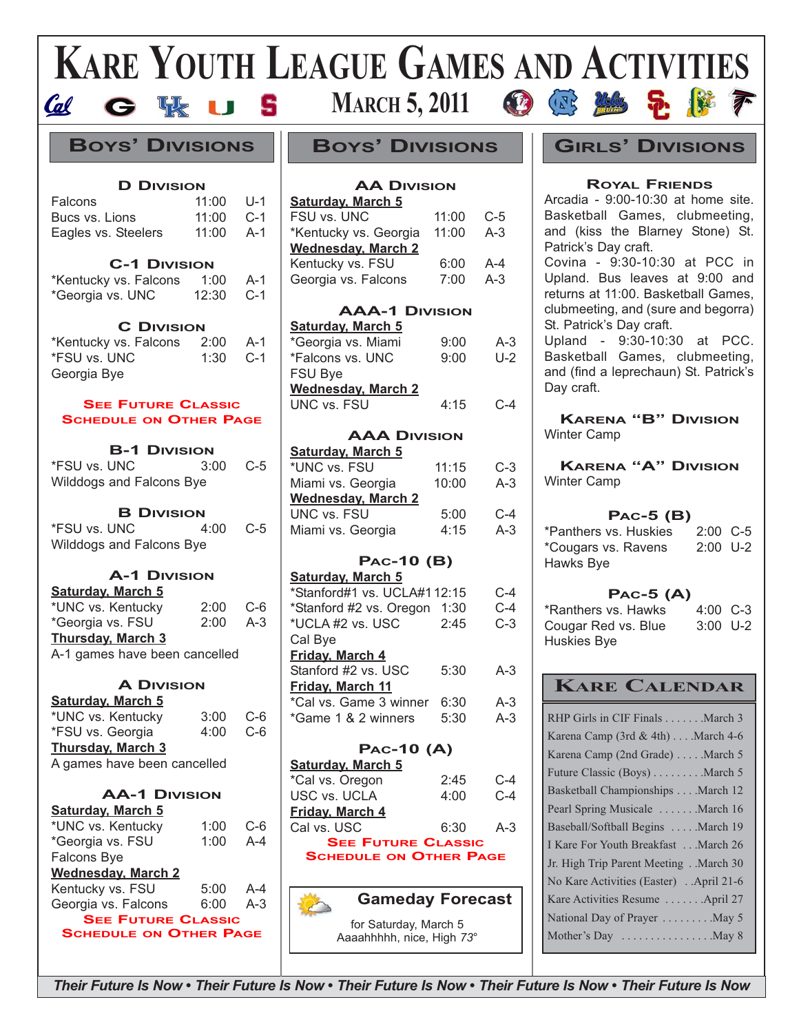# Kare Youth League Games and Activities

**March 5, 2011**

## Boys' Divisions

### D Division

| | | |
|---|---|---|
| Falcons | 11:00 | U-1 |
| Bucs vs. Lions | 11:00 | C-1 |
| Eagles vs. Steelers | 11:00 | A-1 |

### C-1 Division

| | | |
|---|---|---|
| *Kentucky vs. Falcons | 1:00 | A-1 |
| *Georgia vs. UNC | 12:30 | C-1 |

### C Division

| | | |
|---|---|---|
| *Kentucky vs. Falcons | 2:00 | A-1 |
| *FSU vs. UNC | 1:30 | C-1 |
| Georgia Bye | | |

**See Future Classic Schedule on Other Page**

### B-1 Division

| | | |
|---|---|---|
| *FSU vs. UNC | 3:00 | C-5 |
| Wilddogs and Falcons Bye | | |

### B Division

| | | |
|---|---|---|
| *FSU vs. UNC | 4:00 | C-5 |
| Wilddogs and Falcons Bye | | |

### A-1 Division

**Saturday, March 5**

| | | |
|---|---|---|
| *UNC vs. Kentucky | 2:00 | C-6 |
| *Georgia vs. FSU | 2:00 | A-3 |

**Thursday, March 3**

A-1 games have been cancelled

### A Division

**Saturday, March 5**

| | | |
|---|---|---|
| *UNC vs. Kentucky | 3:00 | C-6 |
| *FSU vs. Georgia | 4:00 | C-6 |

**Thursday, March 3**

A games have been cancelled

### AA-1 Division

**Saturday, March 5**

| | | |
|---|---|---|
| *UNC vs. Kentucky | 1:00 | C-6 |
| *Georgia vs. FSU | 1:00 | A-4 |
| Falcons Bye | | |

**Wednesday, March 2**

| | | |
|---|---|---|
| Kentucky vs. FSU | 5:00 | A-4 |
| Georgia vs. Falcons | 6:00 | A-3 |

**See Future Classic Schedule on Other Page**

## Boys' Divisions

### AA Division

**Saturday, March 5**

| | | |
|---|---|---|
| FSU vs. UNC | 11:00 | C-5 |
| *Kentucky vs. Georgia | 11:00 | A-3 |

**Wednesday, March 2**

| | | |
|---|---|---|
| Kentucky vs. FSU | 6:00 | A-4 |
| Georgia vs. Falcons | 7:00 | A-3 |

### AAA-1 Division

**Saturday, March 5**

| | | |
|---|---|---|
| *Georgia vs. Miami | 9:00 | A-3 |
| *Falcons vs. UNC | 9:00 | U-2 |
| FSU Bye | | |

**Wednesday, March 2**

| | | |
|---|---|---|
| UNC vs. FSU | 4:15 | C-4 |

### AAA Division

**Saturday, March 5**

| | | |
|---|---|---|
| *UNC vs. FSU | 11:15 | C-3 |
| Miami vs. Georgia | 10:00 | A-3 |

**Wednesday, March 2**

| | | |
|---|---|---|
| UNC vs. FSU | 5:00 | C-4 |
| Miami vs. Georgia | 4:15 | A-3 |

### Pac-10 (B)

**Saturday, March 5**

| | | |
|---|---|---|
| *Stanford#1 vs. UCLA#1 | 12:15 | C-4 |
| *Stanford #2 vs. Oregon | 1:30 | C-4 |
| *UCLA #2 vs. USC | 2:45 | C-3 |
| Cal Bye | | |

**Friday, March 4**

| | | |
|---|---|---|
| Stanford #2 vs. USC | 5:30 | A-3 |

**Friday, March 11**

| | | |
|---|---|---|
| *Cal vs. Game 3 winner | 6:30 | A-3 |
| *Game 1 & 2 winners | 5:30 | A-3 |

### Pac-10 (A)

**Saturday, March 5**

| | | |
|---|---|---|
| *Cal vs. Oregon | 2:45 | C-4 |
| USC vs. UCLA | 4:00 | C-4 |

**Friday, March 4**

| | | |
|---|---|---|
| Cal vs. USC | 6:30 | A-3 |

**See Future Classic Schedule on Other Page**

### Gameday Forecast

for Saturday, March 5
Aaaahhhhh, nice, High 73°

## Girls' Divisions

### Royal Friends

Arcadia - 9:00-10:30 at home site. Basketball Games, clubmeeting, and (kiss the Blarney Stone) St. Patrick's Day craft.

Covina - 9:30-10:30 at PCC in Upland. Bus leaves at 9:00 and returns at 11:00. Basketball Games, clubmeeting, and (sure and begorra) St. Patrick's Day craft.

Upland - 9:30-10:30 at PCC. Basketball Games, clubmeeting, and (find a leprechaun) St. Patrick's Day craft.

### Karena "B" Division

Winter Camp

### Karena "A" Division

Winter Camp

### Pac-5 (B)

| | | |
|---|---|---|
| *Panthers vs. Huskies | 2:00 | C-5 |
| *Cougars vs. Ravens | 2:00 | U-2 |
| Hawks Bye | | |

### Pac-5 (A)

| | | |
|---|---|---|
| *Ranthers vs. Hawks | 4:00 | C-3 |
| Cougar Red vs. Blue | 3:00 | U-2 |
| Huskies Bye | | |

## Kare Calendar

| | |
|---|---|
| RHP Girls in CIF Finals | March 3 |
| Karena Camp (3rd & 4th) | March 4-6 |
| Karena Camp (2nd Grade) | March 5 |
| Future Classic (Boys) | March 5 |
| Basketball Championships | March 12 |
| Pearl Spring Musicale | March 16 |
| Baseball/Softball Begins | March 19 |
| I Kare For Youth Breakfast | March 26 |
| Jr. High Trip Parent Meeting | March 30 |
| No Kare Activities (Easter) | April 21-6 |
| Kare Activities Resume | April 27 |
| National Day of Prayer | May 5 |
| Mother's Day | May 8 |

*Their Future Is Now • Their Future Is Now • Their Future Is Now • Their Future Is Now • Their Future Is Now*